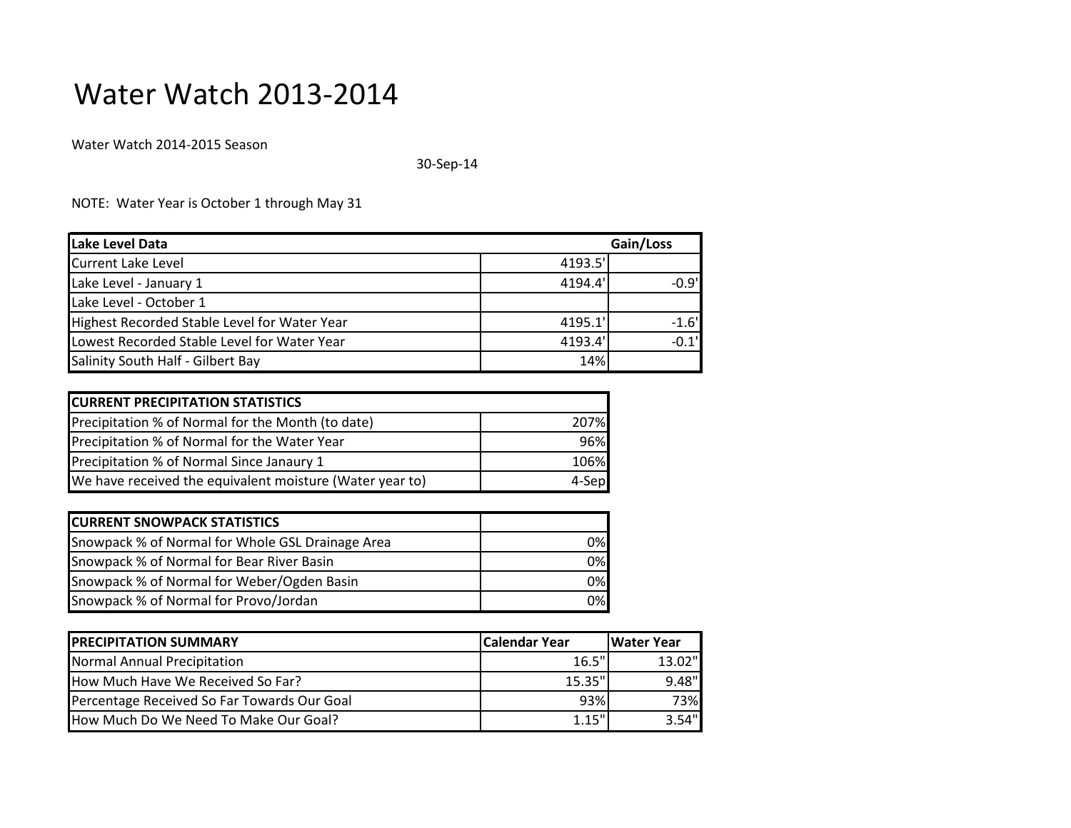# Water Watch 2013-2014

Water Watch 2014-2015 Season

30-Sep-14

NOTE: Water Year is October 1 through May 31

| Lake Level Data | | Gain/Loss |
|---|---|---|
| Current Lake Level | 4193.5' | |
| Lake Level - January 1 | 4194.4' | -0.9' |
| Lake Level - October 1 | | |
| Highest Recorded Stable Level for Water Year | 4195.1' | -1.6' |
| Lowest Recorded Stable Level for Water Year | 4193.4' | -0.1' |
| Salinity South Half - Gilbert Bay | 14% | |

| CURRENT PRECIPITATION STATISTICS | |
|---|---|
| Precipitation % of Normal for the Month (to date) | 207% |
| Precipitation % of Normal for the Water Year | 96% |
| Precipitation % of Normal Since Janaury 1 | 106% |
| We have received the equivalent moisture (Water year to) | 4-Sep |

| CURRENT SNOWPACK STATISTICS | |
|---|---|
| Snowpack % of Normal for Whole GSL Drainage Area | 0% |
| Snowpack % of Normal for Bear River Basin | 0% |
| Snowpack % of Normal for Weber/Ogden Basin | 0% |
| Snowpack % of Normal for Provo/Jordan | 0% |

| PRECIPITATION SUMMARY | Calendar Year | Water Year |
|---|---|---|
| Normal Annual Precipitation | 16.5" | 13.02" |
| How Much Have We Received So Far? | 15.35" | 9.48" |
| Percentage Received So Far Towards Our Goal | 93% | 73% |
| How Much Do We Need To Make Our Goal? | 1.15" | 3.54" |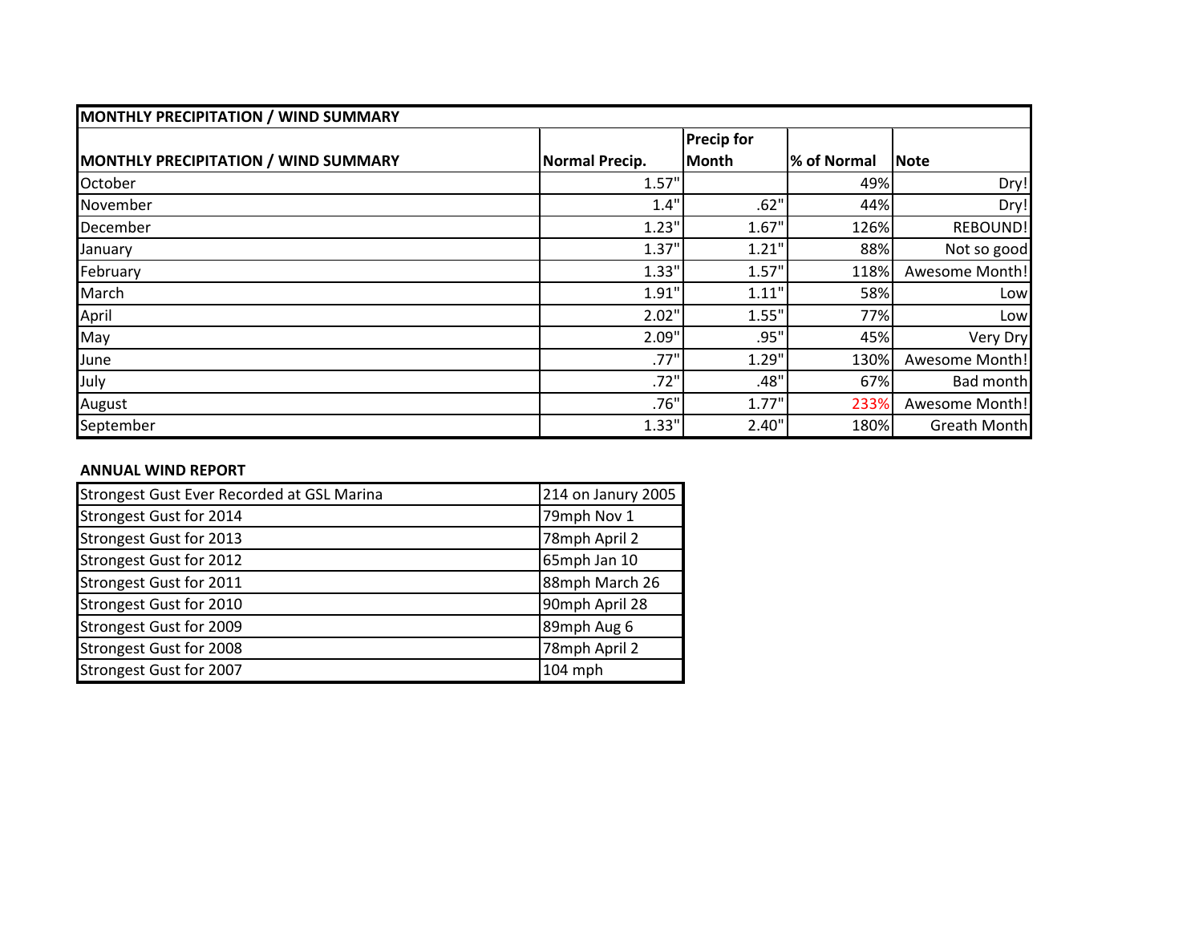| MONTHLY PRECIPITATION / WIND SUMMARY | | | | |
|---|---|---|---|---|
| **MONTHLY PRECIPITATION / WIND SUMMARY** | **Normal Precip.** | **Precip for Month** | **% of Normal** | **Note** |
| October | 1.57" | | 49% | Dry! |
| November | 1.4" | .62" | 44% | Dry! |
| December | 1.23" | 1.67" | 126% | REBOUND! |
| January | 1.37" | 1.21" | 88% | Not so good |
| February | 1.33" | 1.57" | 118% | Awesome Month! |
| March | 1.91" | 1.11" | 58% | Low |
| April | 2.02" | 1.55" | 77% | Low |
| May | 2.09" | .95" | 45% | Very Dry |
| June | .77" | 1.29" | 130% | Awesome Month! |
| July | .72" | .48" | 67% | Bad month |
| August | .76" | 1.77" | 233% | Awesome Month! |
| September | 1.33" | 2.40" | 180% | Greath Month |

**ANNUAL WIND REPORT**

| | |
|---|---|
| Strongest Gust Ever Recorded at GSL Marina | 214 on Janury 2005 |
| Strongest Gust for 2014 | 79mph Nov 1 |
| Strongest Gust for 2013 | 78mph April 2 |
| Strongest Gust for 2012 | 65mph Jan 10 |
| Strongest Gust for 2011 | 88mph March 26 |
| Strongest Gust for 2010 | 90mph April 28 |
| Strongest Gust for 2009 | 89mph Aug 6 |
| Strongest Gust for 2008 | 78mph April 2 |
| Strongest Gust for 2007 | 104 mph |